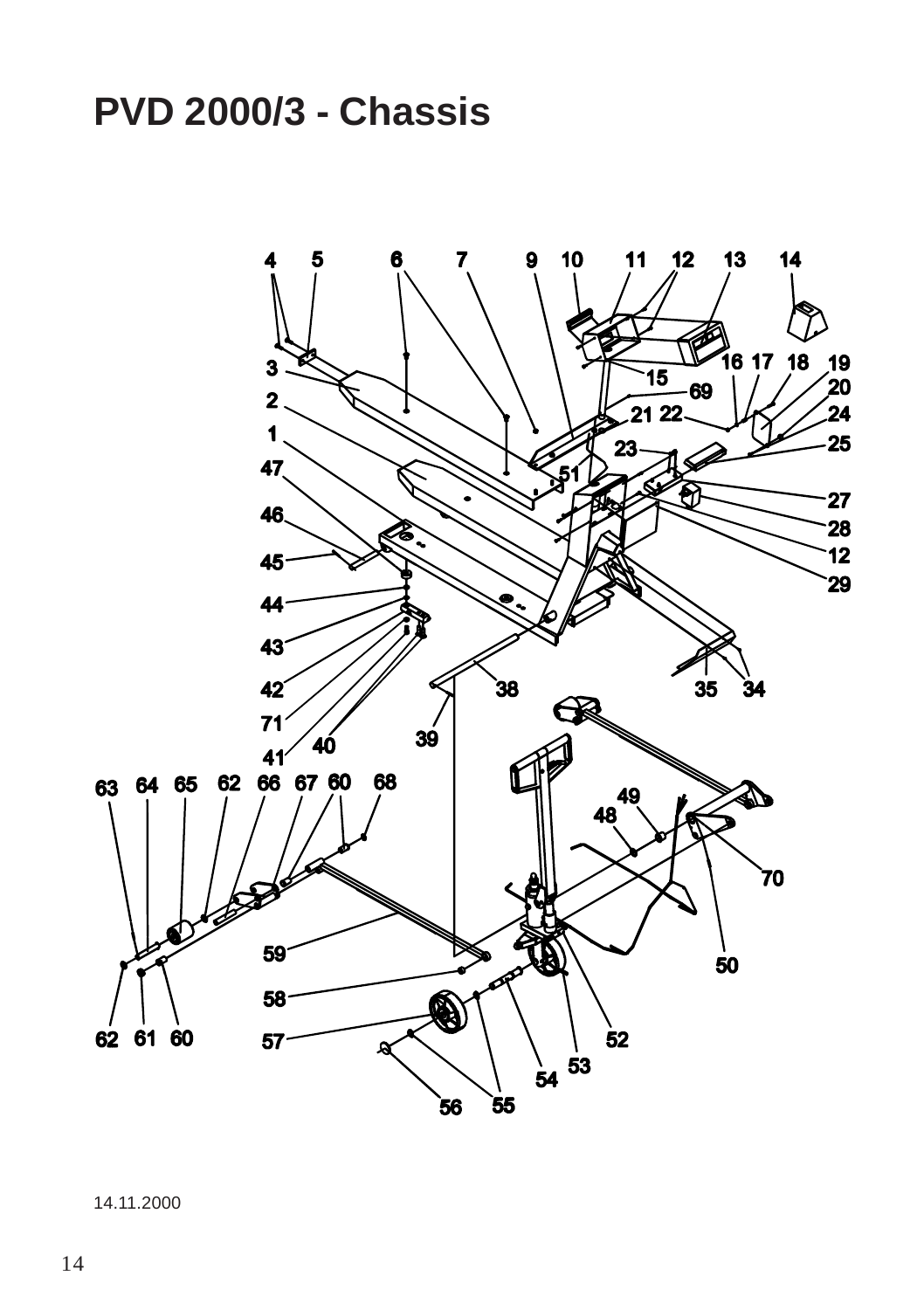# PVD 2000/3 - Chassis

14.11.2000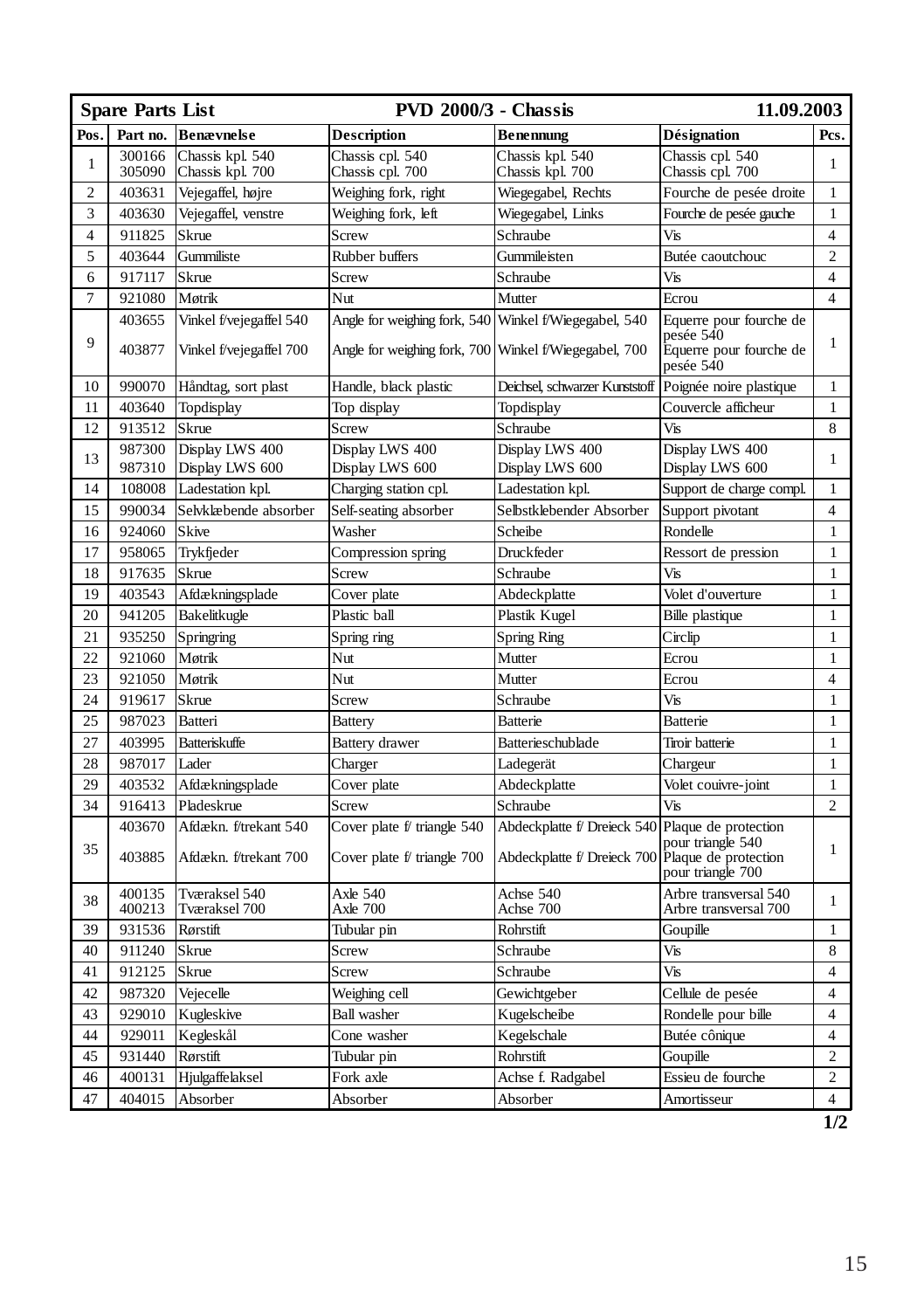| **Spare Parts List** | | | **PVD 2000/3 - Chassis** | | **11.09.2003** | |
|---|---|---|---|---|---|---|
| **Pos.** | **Part no.** | **Benævnelse** | **Description** | **Benennung** | **Désignation** | **Pcs.** |
| 1 | 300166<br>305090 | Chassis kpl. 540<br>Chassis kpl. 700 | Chassis cpl. 540<br>Chassis cpl. 700 | Chassis kpl. 540<br>Chassis kpl. 700 | Chassis cpl. 540<br>Chassis cpl. 700 | 1 |
| 2 | 403631 | Vejegaffel, højre | Weighing fork, right | Wiegegabel, Rechts | Fourche de pesée droite | 1 |
| 3 | 403630 | Vejegaffel, venstre | Weighing fork, left | Wiegegabel, Links | Fourche de pesée gauche | 1 |
| 4 | 911825 | Skrue | Screw | Schraube | Vis | 4 |
| 5 | 403644 | Gummiliste | Rubber buffers | Gummileisten | Butée caoutchouc | 2 |
| 6 | 917117 | Skrue | Screw | Schraube | Vis | 4 |
| 7 | 921080 | Møtrik | Nut | Mutter | Ecrou | 4 |
| 9 | 403655<br>403877 | Vinkel f/vejegaffel 540<br>Vinkel f/vejegaffel 700 | Angle for weighing fork, 540<br>Angle for weighing fork, 700 | Winkel f/Wiegegabel, 540<br>Winkel f/Wiegegabel, 700 | Equerre pour fourche de pesée 540<br>Equerre pour fourche de pesée 540 | 1 |
| 10 | 990070 | Håndtag, sort plast | Handle, black plastic | Deichsel, schwarzer Kunststoff | Poignée noire plastique | 1 |
| 11 | 403640 | Topdisplay | Top display | Topdisplay | Couvercle afficheur | 1 |
| 12 | 913512 | Skrue | Screw | Schraube | Vis | 8 |
| 13 | 987300<br>987310 | Display LWS 400<br>Display LWS 600 | Display LWS 400<br>Display LWS 600 | Display LWS 400<br>Display LWS 600 | Display LWS 400<br>Display LWS 600 | 1 |
| 14 | 108008 | Ladestation kpl. | Charging station cpl. | Ladestation kpl. | Support de charge compl. | 1 |
| 15 | 990034 | Selvklæbende absorber | Self-seating absorber | Selbstklebender Absorber | Support pivotant | 4 |
| 16 | 924060 | Skive | Washer | Scheibe | Rondelle | 1 |
| 17 | 958065 | Trykfjeder | Compression spring | Druckfeder | Ressort de pression | 1 |
| 18 | 917635 | Skrue | Screw | Schraube | Vis | 1 |
| 19 | 403543 | Afdækningsplade | Cover plate | Abdeckplatte | Volet d'ouverture | 1 |
| 20 | 941205 | Bakelitkugle | Plastic ball | Plastik Kugel | Bille plastique | 1 |
| 21 | 935250 | Springring | Spring ring | Spring Ring | Circlip | 1 |
| 22 | 921060 | Møtrik | Nut | Mutter | Ecrou | 1 |
| 23 | 921050 | Møtrik | Nut | Mutter | Ecrou | 4 |
| 24 | 919617 | Skrue | Screw | Schraube | Vis | 1 |
| 25 | 987023 | Batteri | Battery | Batterie | Batterie | 1 |
| 27 | 403995 | Batteriskuffe | Battery drawer | Batterieschublade | Tiroir batterie | 1 |
| 28 | 987017 | Lader | Charger | Ladegerät | Chargeur | 1 |
| 29 | 403532 | Afdækningsplade | Cover plate | Abdeckplatte | Volet couivre-joint | 1 |
| 34 | 916413 | Pladeskrue | Screw | Schraube | Vis | 2 |
| 35 | 403670<br>403885 | Afdækn. f/trekant 540<br>Afdækn. f/trekant 700 | Cover plate f/ triangle 540<br>Cover plate f/ triangle 700 | Abdeckplatte f/ Dreieck 540<br>Abdeckplatte f/ Dreieck 700 | Plaque de protection pour triangle 540<br>Plaque de protection pour triangle 700 | 1 |
| 38 | 400135<br>400213 | Tværaksel 540<br>Tværaksel 700 | Axle 540<br>Axle 700 | Achse 540<br>Achse 700 | Arbre transversal 540<br>Arbre transversal 700 | 1 |
| 39 | 931536 | Rørstift | Tubular pin | Rohrstift | Goupille | 1 |
| 40 | 911240 | Skrue | Screw | Schraube | Vis | 8 |
| 41 | 912125 | Skrue | Screw | Schraube | Vis | 4 |
| 42 | 987320 | Vejecelle | Weighing cell | Gewichtgeber | Cellule de pesée | 4 |
| 43 | 929010 | Kugleskive | Ball washer | Kugelscheibe | Rondelle pour bille | 4 |
| 44 | 929011 | Kegleskål | Cone washer | Kegelschale | Butée cônique | 4 |
| 45 | 931440 | Rørstift | Tubular pin | Rohrstift | Goupille | 2 |
| 46 | 400131 | Hjulgaffelaksel | Fork axle | Achse f. Radgabel | Essieu de fourche | 2 |
| 47 | 404015 | Absorber | Absorber | Absorber | Amortisseur | 4 |

**1/2**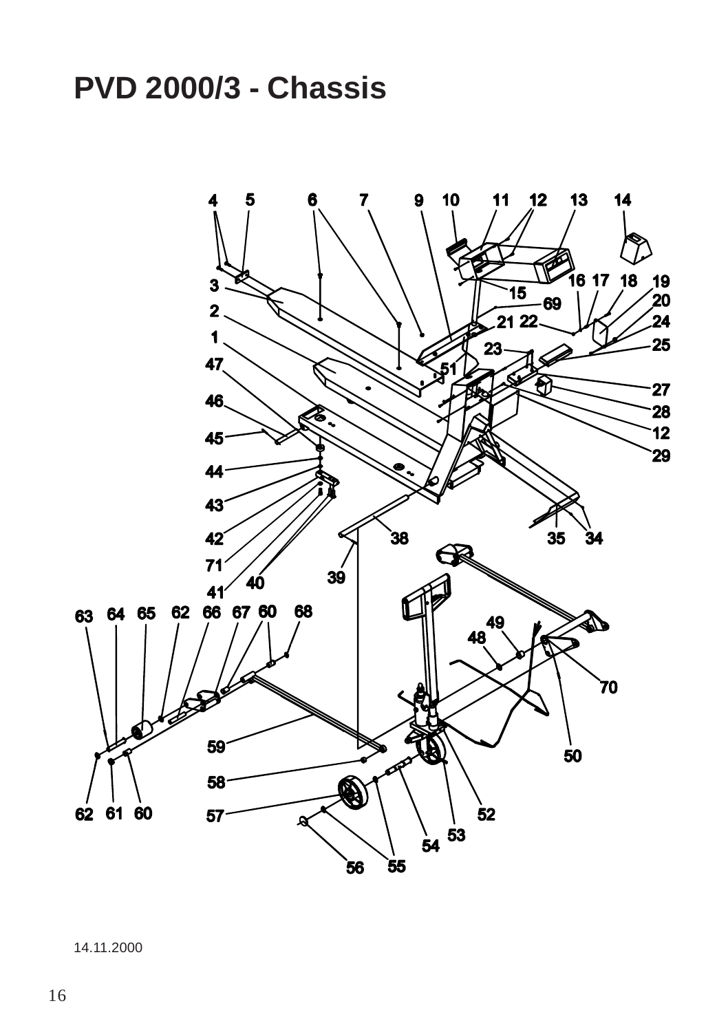# PVD 2000/3 - Chassis

14.11.2000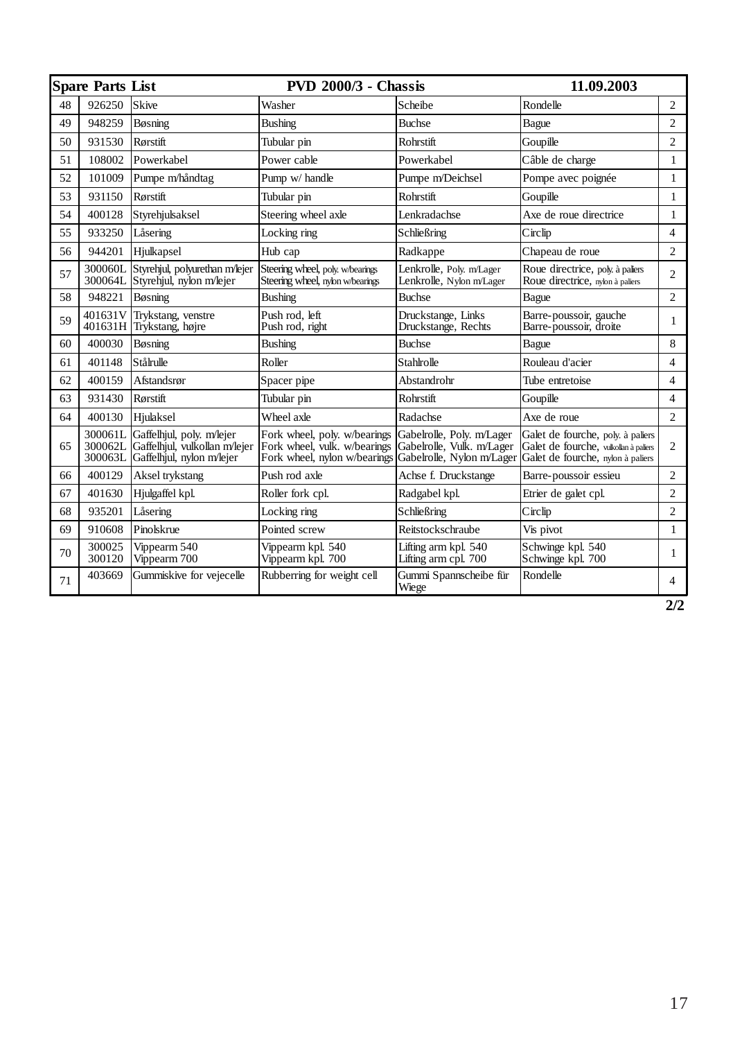| Spare Parts List | | PVD 2000/3 - Chassis | | | 11.09.2003 | |
|---|---|---|---|---|---|---|
| 48 | 926250 | Skive | Washer | Scheibe | Rondelle | 2 |
| 49 | 948259 | Bøsning | Bushing | Buchse | Bague | 2 |
| 50 | 931530 | Rørstift | Tubular pin | Rohrstift | Goupille | 2 |
| 51 | 108002 | Powerkabel | Power cable | Powerkabel | Câble de charge | 1 |
| 52 | 101009 | Pumpe m/håndtag | Pump w/ handle | Pumpe m/Deichsel | Pompe avec poignée | 1 |
| 53 | 931150 | Rørstift | Tubular pin | Rohrstift | Goupille | 1 |
| 54 | 400128 | Styrehjulsaksel | Steering wheel axle | Lenkradachse | Axe de roue directrice | 1 |
| 55 | 933250 | Låsering | Locking ring | Schließring | Circlip | 4 |
| 56 | 944201 | Hjulkapsel | Hub cap | Radkappe | Chapeau de roue | 2 |
| 57 | 300060L<br>300064L | Styrehjul, polyurethan m/lejer<br>Styrehjul, nylon m/lejer | Steering wheel, poly. w/bearings<br>Steering wheel, nylon w/bearings | Lenkrolle, Poly. m/Lager<br>Lenkrolle, Nylon m/Lager | Roue directrice, poly. à paliers<br>Roue directrice, nylon à paliers | 2 |
| 58 | 948221 | Bøsning | Bushing | Buchse | Bague | 2 |
| 59 | 401631V<br>401631H | Trykstang, venstre<br>Trykstang, højre | Push rod, left<br>Push rod, right | Druckstange, Links<br>Druckstange, Rechts | Barre-poussoir, gauche<br>Barre-poussoir, droite | 1 |
| 60 | 400030 | Bøsning | Bushing | Buchse | Bague | 8 |
| 61 | 401148 | Stålrulle | Roller | Stahlrolle | Rouleau d'acier | 4 |
| 62 | 400159 | Afstandsrør | Spacer pipe | Abstandrohr | Tube entretoise | 4 |
| 63 | 931430 | Rørstift | Tubular pin | Rohrstift | Goupille | 4 |
| 64 | 400130 | Hjulaksel | Wheel axle | Radachse | Axe de roue | 2 |
| 65 | 300061L<br>300062L<br>300063L | Gaffelhjul, poly. m/lejer<br>Gaffelhjul, vulkollan m/lejer<br>Gaffelhjul, nylon m/lejer | Fork wheel, poly. w/bearings<br>Fork wheel, vulk. w/bearings<br>Fork wheel, nylon w/bearings | Gabelrolle, Poly. m/Lager<br>Gabelrolle, Vulk. m/Lager<br>Gabelrolle, Nylon m/Lager | Galet de fourche, poly. à paliers<br>Galet de fourche, vulkollan à paliers<br>Galet de fourche, nylon à paliers | 2 |
| 66 | 400129 | Aksel trykstang | Push rod axle | Achse f. Druckstange | Barre-poussoir essieu | 2 |
| 67 | 401630 | Hjulgaffel kpl. | Roller fork cpl. | Radgabel kpl. | Etrier de galet cpl. | 2 |
| 68 | 935201 | Låsering | Locking ring | Schließring | Circlip | 2 |
| 69 | 910608 | Pinolskrue | Pointed screw | Reitstockschraube | Vis pivot | 1 |
| 70 | 300025<br>300120 | Vippearm 540<br>Vippearm 700 | Vippearm kpl. 540<br>Vippearm kpl. 700 | Lifting arm kpl. 540<br>Lifting arm cpl. 700 | Schwinge kpl. 540<br>Schwinge kpl. 700 | 1 |
| 71 | 403669 | Gummiskive for vejecelle | Rubberring for weight cell | Gummi Spannscheibe für Wiege | Rondelle | 4 |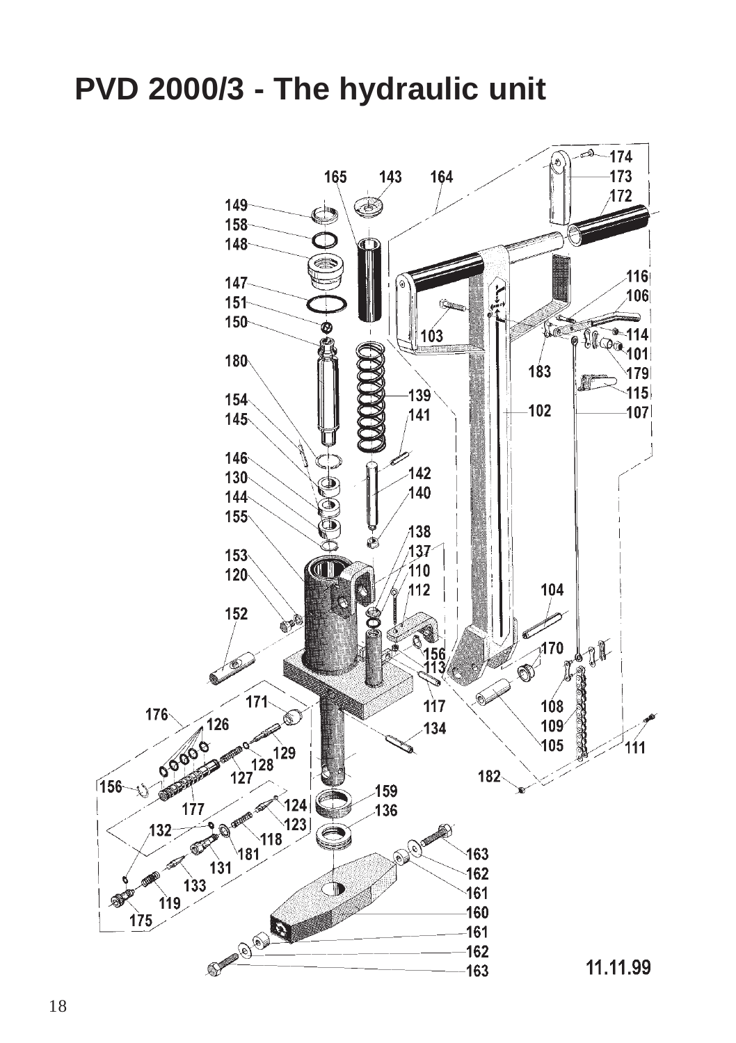# PVD 2000/3 - The hydraulic unit

165 143 164 174 173 172 149 158 148 147 151 150 180 154 145 146 130 144 155 153 120 152 116 106 114 101 179 115 107 103 183 139 141 142 140 138 137 110 112 102 104 170 156 113 117 134 108 109 105 111 176 171 126 129 128 127 156 177 132 124 123 118 181 131 133 119 175 182 159 136 163 162 161 160 161 162 163

11.11.99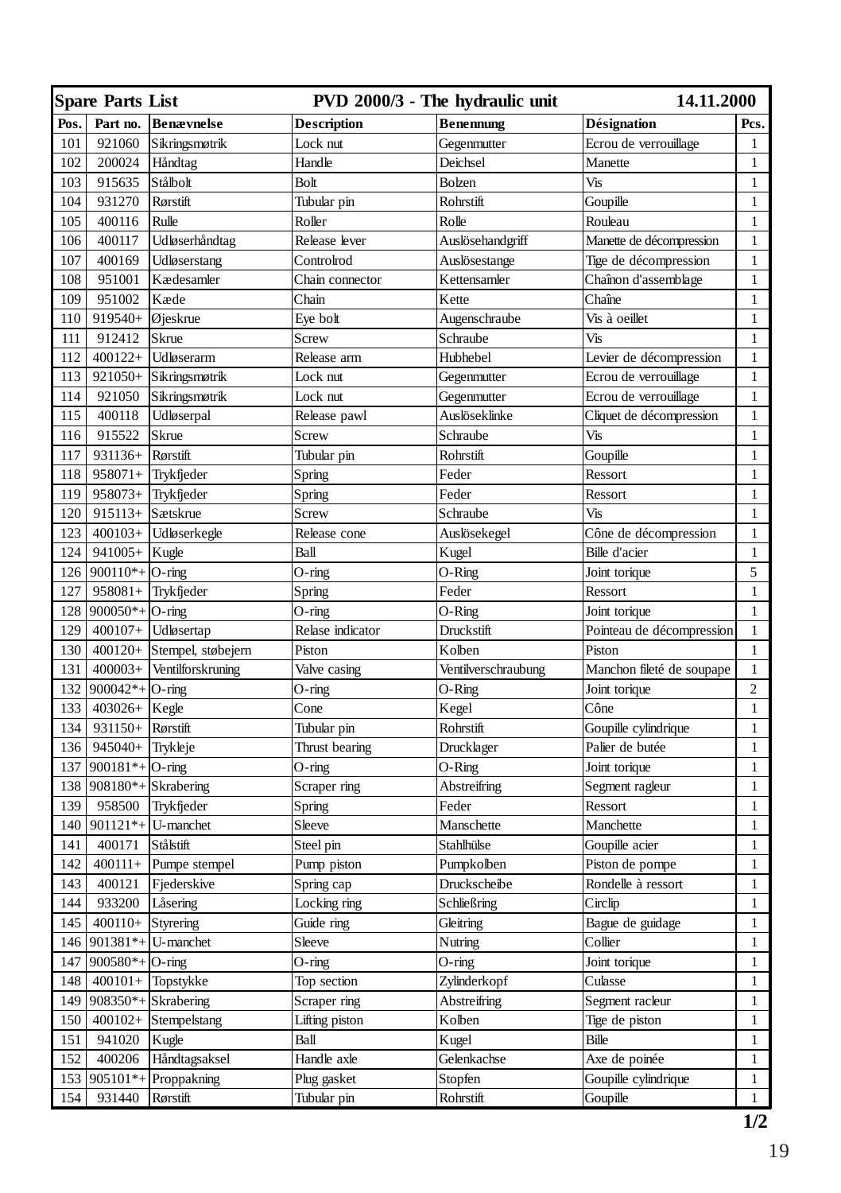| Spare Parts List | | | PVD 2000/3 - The hydraulic unit | | | 14.11.2000 |
|---|---|---|---|---|---|---|
| Pos. | Part no. | Benævnelse | Description | Benennung | Désignation | Pcs. |
| 101 | 921060 | Sikringsmøtrik | Lock nut | Gegenmutter | Ecrou de verrouillage | 1 |
| 102 | 200024 | Håndtag | Handle | Deichsel | Manette | 1 |
| 103 | 915635 | Stålbolt | Bolt | Bolzen | Vis | 1 |
| 104 | 931270 | Rørstift | Tubular pin | Rohrstift | Goupille | 1 |
| 105 | 400116 | Rulle | Roller | Rolle | Rouleau | 1 |
| 106 | 400117 | Udløserhåndtag | Release lever | Auslösehandgriff | Manette de décompression | 1 |
| 107 | 400169 | Udløserstang | Controlrod | Auslösestange | Tige de décompression | 1 |
| 108 | 951001 | Kædesamler | Chain connector | Kettensamler | Chaînon d'assemblage | 1 |
| 109 | 951002 | Kæde | Chain | Kette | Chaîne | 1 |
| 110 | 919540+ | Øjeskrue | Eye bolt | Augenschraube | Vis à oeillet | 1 |
| 111 | 912412 | Skrue | Screw | Schraube | Vis | 1 |
| 112 | 400122+ | Udløserarm | Release arm | Hubhebel | Levier de décompression | 1 |
| 113 | 921050+ | Sikringsmøtrik | Lock nut | Gegenmutter | Ecrou de verrouillage | 1 |
| 114 | 921050 | Sikringsmøtrik | Lock nut | Gegenmutter | Ecrou de verrouillage | 1 |
| 115 | 400118 | Udløserpal | Release pawl | Auslöseklinke | Cliquet de décompression | 1 |
| 116 | 915522 | Skrue | Screw | Schraube | Vis | 1 |
| 117 | 931136+ | Rørstift | Tubular pin | Rohrstift | Goupille | 1 |
| 118 | 958071+ | Trykfjeder | Spring | Feder | Ressort | 1 |
| 119 | 958073+ | Trykfjeder | Spring | Feder | Ressort | 1 |
| 120 | 915113+ | Sætskrue | Screw | Schraube | Vis | 1 |
| 123 | 400103+ | Udløserkegle | Release cone | Auslösekegel | Cône de décompression | 1 |
| 124 | 941005+ | Kugle | Ball | Kugel | Bille d'acier | 1 |
| 126 | 900110*+ | O-ring | O-ring | O-Ring | Joint torique | 5 |
| 127 | 958081+ | Trykfjeder | Spring | Feder | Ressort | 1 |
| 128 | 900050*+ | O-ring | O-ring | O-Ring | Joint torique | 1 |
| 129 | 400107+ | Udløsertap | Relase indicator | Druckstift | Pointeau de décompression | 1 |
| 130 | 400120+ | Stempel, støbejern | Piston | Kolben | Piston | 1 |
| 131 | 400003+ | Ventilforskruning | Valve casing | Ventilverschraubung | Manchon fileté de soupape | 1 |
| 132 | 900042*+ | O-ring | O-ring | O-Ring | Joint torique | 2 |
| 133 | 403026+ | Kegle | Cone | Kegel | Cône | 1 |
| 134 | 931150+ | Rørstift | Tubular pin | Rohrstift | Goupille cylindrique | 1 |
| 136 | 945040+ | Trykleje | Thrust bearing | Drucklager | Palier de butée | 1 |
| 137 | 900181*+ | O-ring | O-ring | O-Ring | Joint torique | 1 |
| 138 | 908180*+ | Skrabering | Scraper ring | Abstreifring | Segment ragleur | 1 |
| 139 | 958500 | Trykfjeder | Spring | Feder | Ressort | 1 |
| 140 | 901121*+ | U-manchet | Sleeve | Manschette | Manchette | 1 |
| 141 | 400171 | Stålstift | Steel pin | Stahlhülse | Goupille acier | 1 |
| 142 | 400111+ | Pumpe stempel | Pump piston | Pumpkolben | Piston de pompe | 1 |
| 143 | 400121 | Fjederskive | Spring cap | Druckscheibe | Rondelle à ressort | 1 |
| 144 | 933200 | Låsering | Locking ring | Schließring | Circlip | 1 |
| 145 | 400110+ | Styrering | Guide ring | Gleitring | Bague de guidage | 1 |
| 146 | 901381*+ | U-manchet | Sleeve | Nutring | Collier | 1 |
| 147 | 900580*+ | O-ring | O-ring | O-ring | Joint torique | 1 |
| 148 | 400101+ | Topstykke | Top section | Zylinderkopf | Culasse | 1 |
| 149 | 908350*+ | Skrabering | Scraper ring | Abstreifring | Segment racleur | 1 |
| 150 | 400102+ | Stempelstang | Lifting piston | Kolben | Tige de piston | 1 |
| 151 | 941020 | Kugle | Ball | Kugel | Bille | 1 |
| 152 | 400206 | Håndtagsaksel | Handle axle | Gelenkachse | Axe de poinée | 1 |
| 153 | 905101*+ | Proppakning | Plug gasket | Stopfen | Goupille cylindrique | 1 |
| 154 | 931440 | Rørstift | Tubular pin | Rohrstift | Goupille | 1 |

**1/2**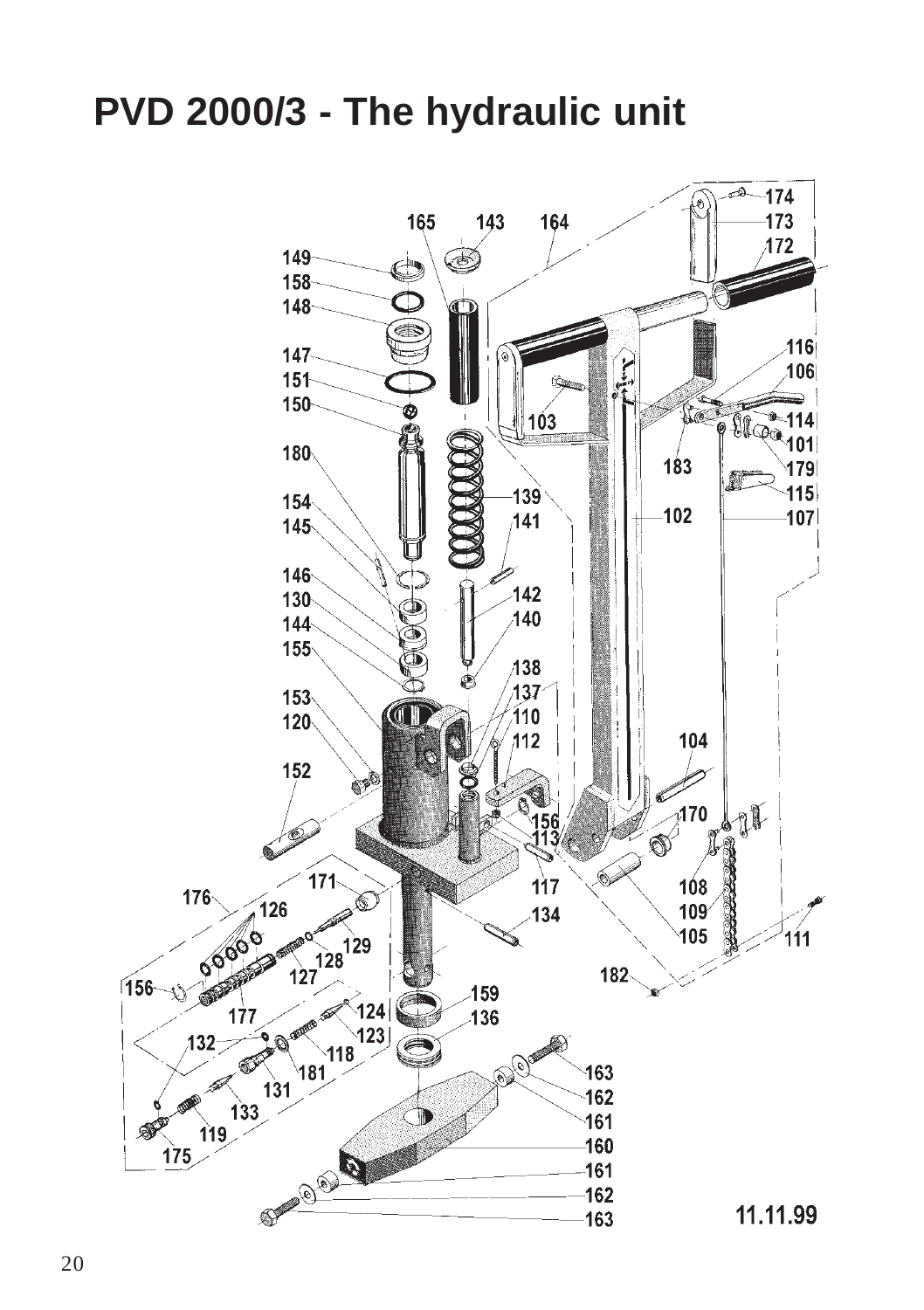# PVD 2000/3 - The hydraulic unit

11.11.99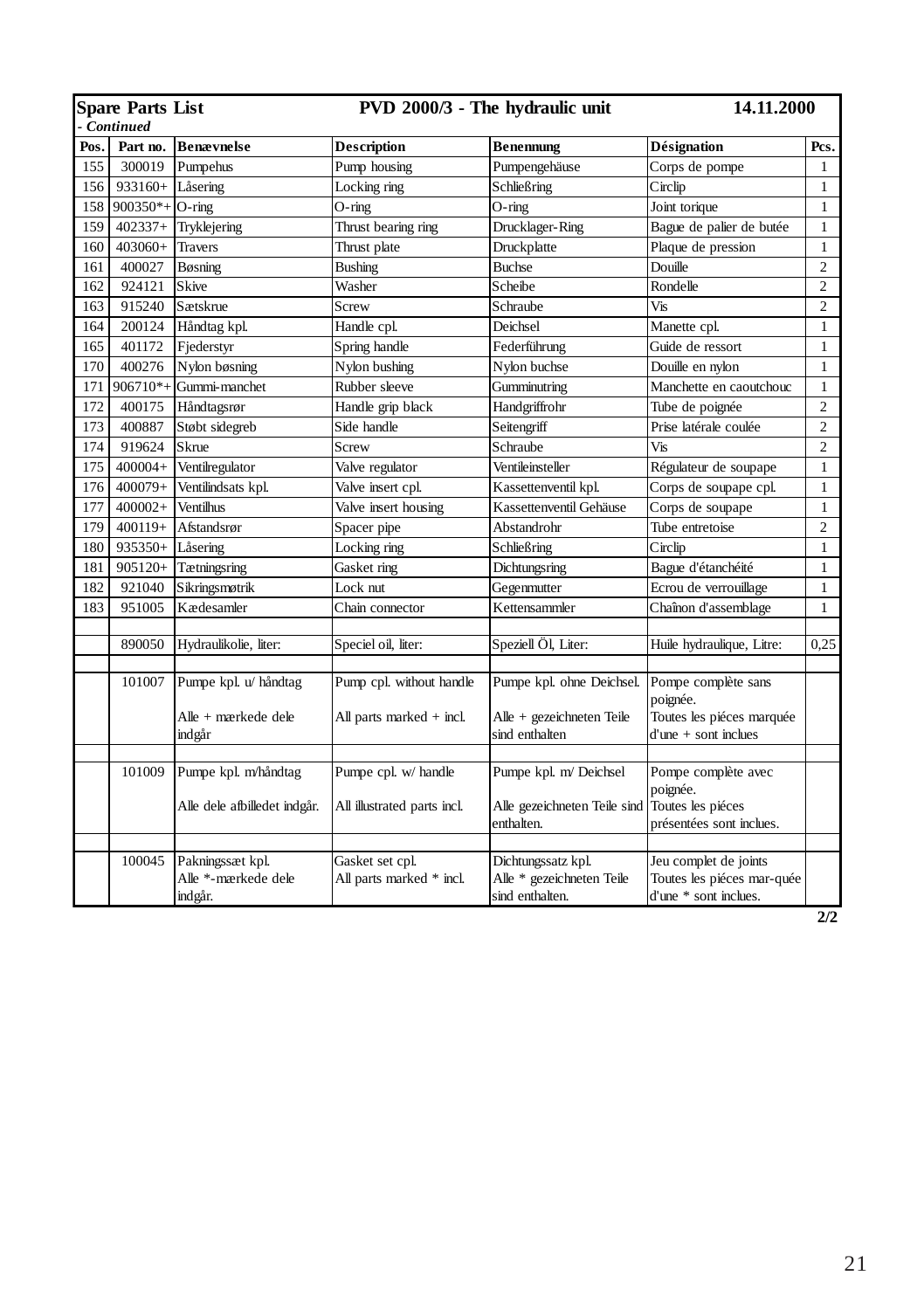**Spare Parts List** **PVD 2000/3 - The hydraulic unit** **14.11.2000**

*- Continued*

| Pos. | Part no. | Benævnelse | Description | Benennung | Désignation | Pcs. |
|---|---|---|---|---|---|---|
| 155 | 300019 | Pumpehus | Pump housing | Pumpengehäuse | Corps de pompe | 1 |
| 156 | 933160+ | Låsering | Locking ring | Schließring | Circlip | 1 |
| 158 | 900350*+ | O-ring | O-ring | O-ring | Joint torique | 1 |
| 159 | 402337+ | Tryklejering | Thrust bearing ring | Drucklager-Ring | Bague de palier de butée | 1 |
| 160 | 403060+ | Travers | Thrust plate | Druckplatte | Plaque de pression | 1 |
| 161 | 400027 | Bøsning | Bushing | Buchse | Douille | 2 |
| 162 | 924121 | Skive | Washer | Scheibe | Rondelle | 2 |
| 163 | 915240 | Sætskrue | Screw | Schraube | Vis | 2 |
| 164 | 200124 | Håndtag kpl. | Handle cpl. | Deichsel | Manette cpl. | 1 |
| 165 | 401172 | Fjederstyr | Spring handle | Federführung | Guide de ressort | 1 |
| 170 | 400276 | Nylon bøsning | Nylon bushing | Nylon buchse | Douille en nylon | 1 |
| 171 | 906710*+ | Gummi-manchet | Rubber sleeve | Gumminutring | Manchette en caoutchouc | 1 |
| 172 | 400175 | Håndtagsrør | Handle grip black | Handgriffrohr | Tube de poignée | 2 |
| 173 | 400887 | Støbt sidegreb | Side handle | Seitengriff | Prise latérale coulée | 2 |
| 174 | 919624 | Skrue | Screw | Schraube | Vis | 2 |
| 175 | 400004+ | Ventilregulator | Valve regulator | Ventileinsteller | Régulateur de soupape | 1 |
| 176 | 400079+ | Ventilindsats kpl. | Valve insert cpl. | Kassettenventil kpl. | Corps de soupape cpl. | 1 |
| 177 | 400002+ | Ventilhus | Valve insert housing | Kassettenventil Gehäuse | Corps de soupape | 1 |
| 179 | 400119+ | Afstandsrør | Spacer pipe | Abstandrohr | Tube entretoise | 2 |
| 180 | 935350+ | Låsering | Locking ring | Schließring | Circlip | 1 |
| 181 | 905120+ | Tætningsring | Gasket ring | Dichtungsring | Bague d'étanchéité | 1 |
| 182 | 921040 | Sikringsmøtrik | Lock nut | Gegenmutter | Ecrou de verrouillage | 1 |
| 183 | 951005 | Kædesamler | Chain connector | Kettensammler | Chaînon d'assemblage | 1 |
| | | | | | | |
| | 890050 | Hydraulikolie, liter: | Speciel oil, liter: | Speziell Öl, Liter: | Huile hydraulique, Litre: | 0,25 |
| | | | | | | |
| | 101007 | Pumpe kpl. u/ håndtag<br><br>Alle + mærkede dele indgår | Pump cpl. without handle<br><br>All parts marked + incl. | Pumpe kpl. ohne Deichsel.<br><br>Alle + gezeichneten Teile sind enthalten | Pompe complète sans poignée.<br>Toutes les piéces marquée d'une + sont inclues | |
| | | | | | | |
| | 101009 | Pumpe kpl. m/håndtag<br><br>Alle dele afbilledet indgår. | Pumpe cpl. w/ handle<br><br>All illustrated parts incl. | Pumpe kpl. m/ Deichsel<br><br>Alle gezeichneten Teile sind enthalten. | Pompe complète avec poignée.<br>Toutes les piéces présentées sont inclues. | |
| | | | | | | |
| | 100045 | Pakningssæt kpl.<br>Alle *-mærkede dele indgår. | Gasket set cpl.<br>All parts marked * incl. | Dichtungssatz kpl.<br>Alle * gezeichneten Teile sind enthalten. | Jeu complet de joints<br>Toutes les piéces mar-quée d'une * sont inclues. | |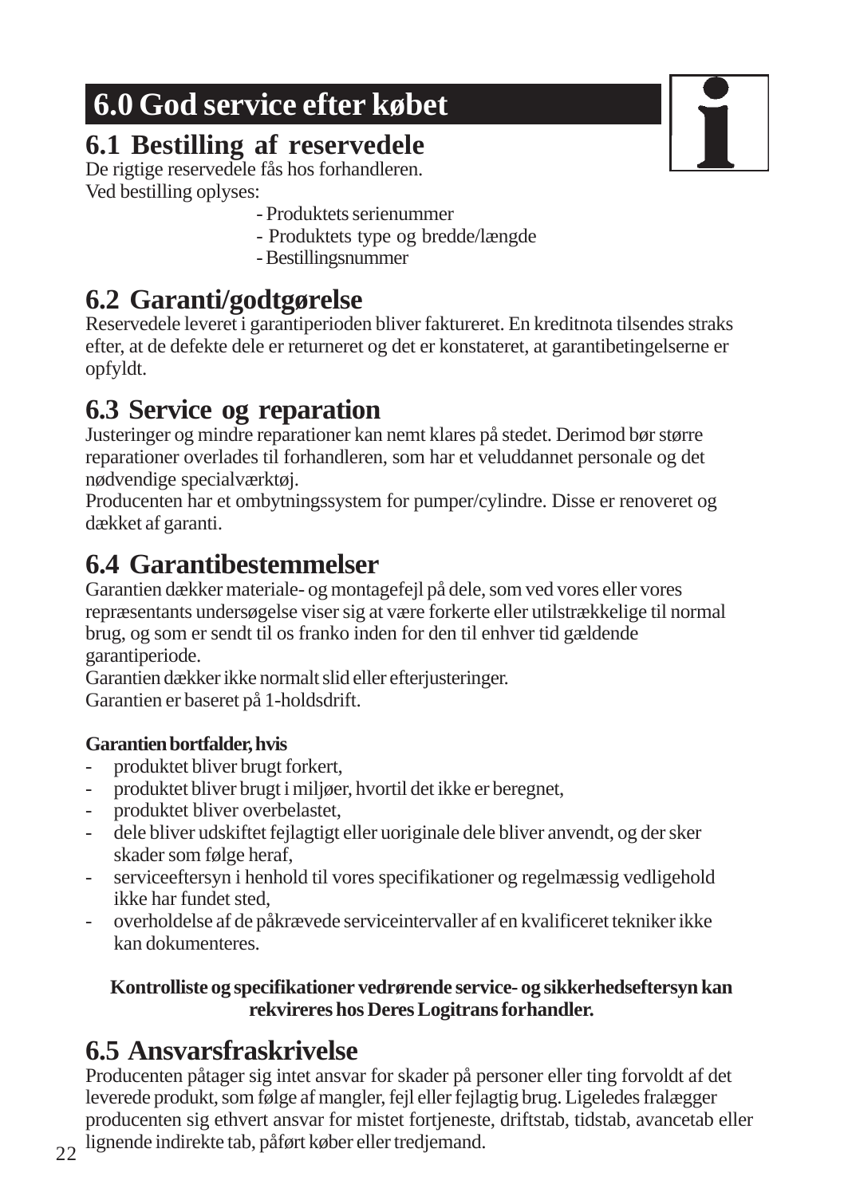# 6.0 God service efter købet

## 6.1 Bestilling af reservedele

De rigtige reservedele fås hos forhandleren.
Ved bestilling oplyses:

- Produktets serienummer
- Produktets type og bredde/længde
- Bestillingsnummer

## 6.2 Garanti/godtgørelse

Reservedele leveret i garantiperioden bliver faktureret. En kreditnota tilsendes straks efter, at de defekte dele er returneret og det er konstateret, at garantibetingelserne er opfyldt.

## 6.3 Service og reparation

Justeringer og mindre reparationer kan nemt klares på stedet. Derimod bør større reparationer overlades til forhandleren, som har et veluddannet personale og det nødvendige specialværktøj.
Producenten har et ombytningssystem for pumper/cylindre. Disse er renoveret og dækket af garanti.

## 6.4 Garantibestemmelser

Garantien dækker materiale- og montagefejl på dele, som ved vores eller vores repræsentants undersøgelse viser sig at være forkerte eller utilstrækkelige til normal brug, og som er sendt til os franko inden for den til enhver tid gældende garantiperiode.
Garantien dækker ikke normalt slid eller efterjusteringer.
Garantien er baseret på 1-holdsdrift.

**Garantien bortfalder, hvis**

- produktet bliver brugt forkert,
- produktet bliver brugt i miljøer, hvortil det ikke er beregnet,
- produktet bliver overbelastet,
- dele bliver udskiftet fejlagtigt eller uoriginale dele bliver anvendt, og der sker skader som følge heraf,
- serviceeftersyn i henhold til vores specifikationer og regelmæssig vedligehold ikke har fundet sted,
- overholdelse af de påkrævede serviceintervaller af en kvalificeret tekniker ikke kan dokumenteres.

**Kontrolliste og specifikationer vedrørende service- og sikkerhedseftersyn kan rekvireres hos Deres Logitrans forhandler.**

## 6.5 Ansvarsfraskrivelse

Producenten påtager sig intet ansvar for skader på personer eller ting forvoldt af det leverede produkt, som følge af mangler, fejl eller fejlagtig brug. Ligeledes fralægger producenten sig ethvert ansvar for mistet fortjeneste, driftstab, tidstab, avancetab eller lignende indirekte tab, påført køber eller tredjemand.